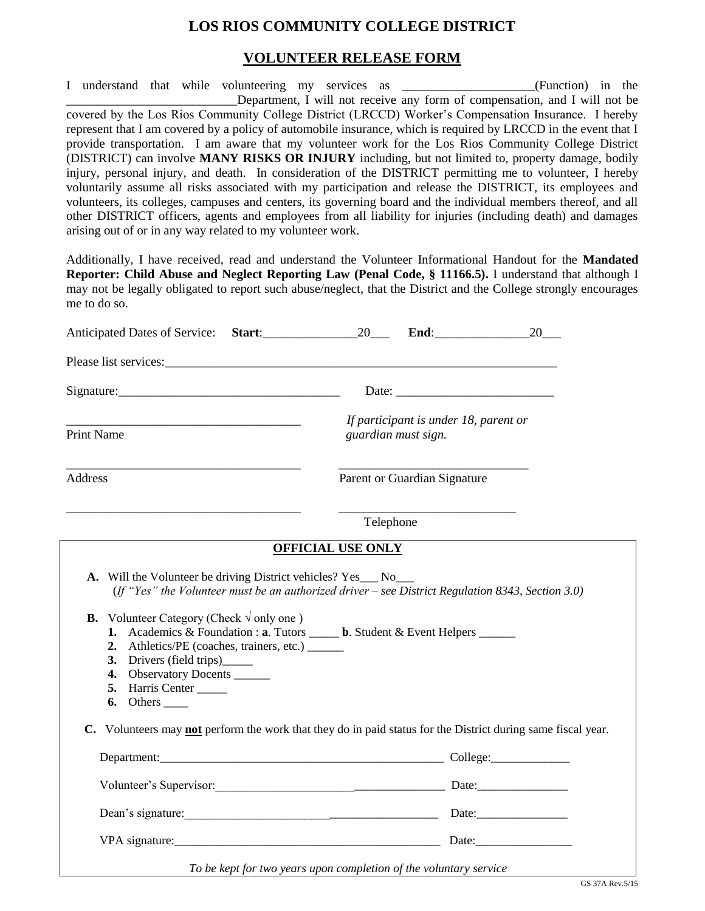# LOS RIOS COMMUNITY COLLEGE DISTRICT

## VOLUNTEER RELEASE FORM

I understand that while volunteering my services as ____________________(Function) in the __________________________Department, I will not receive any form of compensation, and I will not be covered by the Los Rios Community College District (LRCCD) Worker's Compensation Insurance. I hereby represent that I am covered by a policy of automobile insurance, which is required by LRCCD in the event that I provide transportation. I am aware that my volunteer work for the Los Rios Community College District (DISTRICT) can involve **MANY RISKS OR INJURY** including, but not limited to, property damage, bodily injury, personal injury, and death. In consideration of the DISTRICT permitting me to volunteer, I hereby voluntarily assume all risks associated with my participation and release the DISTRICT, its employees and volunteers, its colleges, campuses and centers, its governing board and the individual members thereof, and all other DISTRICT officers, agents and employees from all liability for injuries (including death) and damages arising out of or in any way related to my volunteer work.

Additionally, I have received, read and understand the Volunteer Informational Handout for the **Mandated Reporter: Child Abuse and Neglect Reporting Law (Penal Code, § 11166.5).** I understand that although I may not be legally obligated to report such abuse/neglect, that the District and the College strongly encourages me to do so.

Anticipated Dates of Service: **Start**:_______________20___ **End**:_______________20___

Please list services:_________________________________________________________________

Signature:___________________________________ Date: _________________________

_____________________________________
Print Name

*If participant is under 18, parent or guardian must sign.*

_____________________________________
Address

_____________________________________
Parent or Guardian Signature

_____________________________________

_____________________________________
Telephone

---

**OFFICIAL USE ONLY**

**A.** Will the Volunteer be driving District vehicles? Yes___ No___
*(If "Yes" the Volunteer must be an authorized driver – see District Regulation 8343, Section 3.0)*

**B.** Volunteer Category (Check √ only one )

1. Academics & Foundation : **a**. Tutors _____ **b**. Student & Event Helpers ______
2. Athletics/PE (coaches, trainers, etc.) ______
3. Drivers (field trips)_____
4. Observatory Docents ______
5. Harris Center _____
6. Others ____

**C.** Volunteers may **not** perform the work that they do in paid status for the District during same fiscal year.

Department:_______________________________________________ College:_____________

Volunteer's Supervisor:______________________________________ Date:_______________

Dean's signature:__________________________________________ Date:_______________

VPA signature:____________________________________________ Date:________________

*To be kept for two years upon completion of the voluntary service*

GS 37A Rev.5/15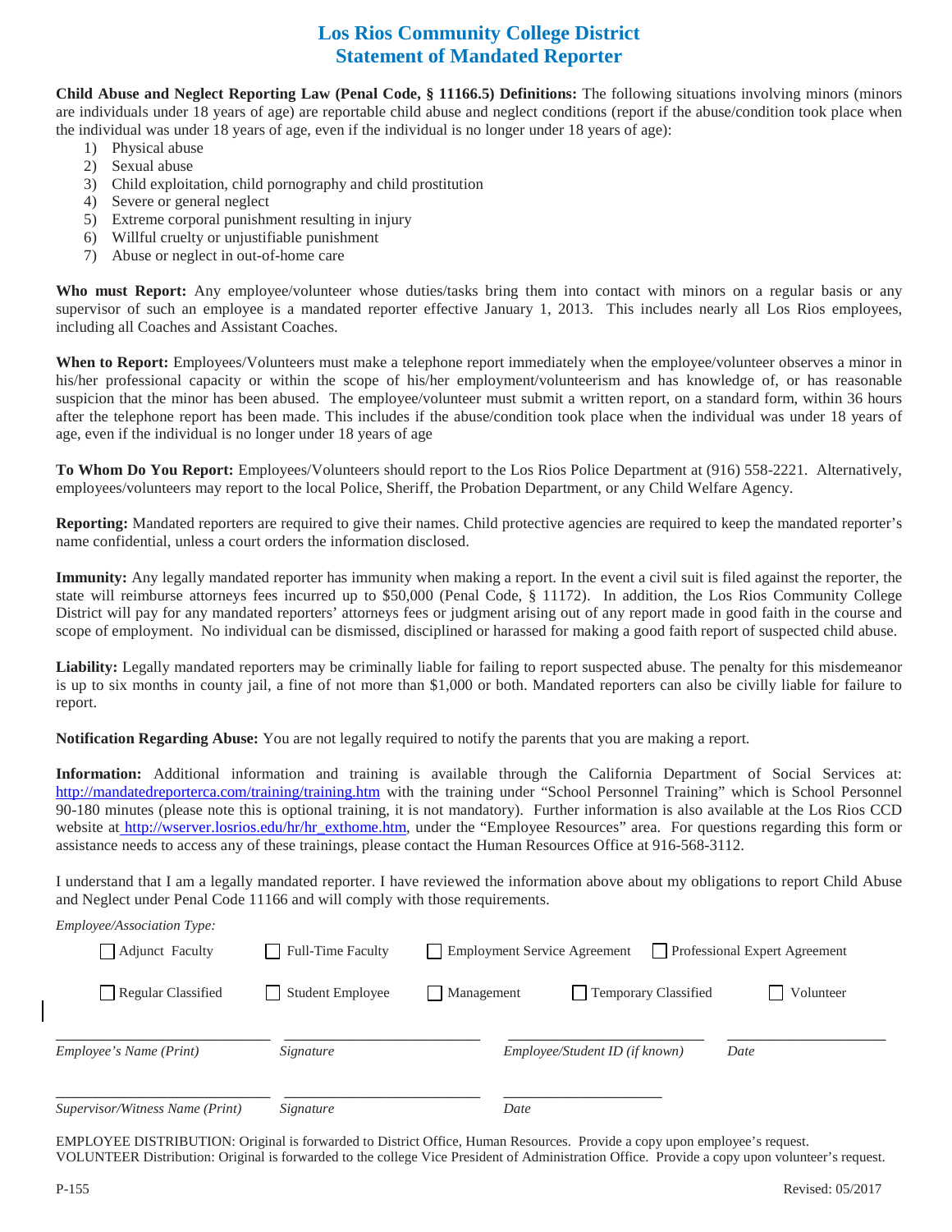# Los Rios Community College District
# Statement of Mandated Reporter

**Child Abuse and Neglect Reporting Law (Penal Code, § 11166.5) Definitions:** The following situations involving minors (minors are individuals under 18 years of age) are reportable child abuse and neglect conditions (report if the abuse/condition took place when the individual was under 18 years of age, even if the individual is no longer under 18 years of age):

1) Physical abuse
2) Sexual abuse
3) Child exploitation, child pornography and child prostitution
4) Severe or general neglect
5) Extreme corporal punishment resulting in injury
6) Willful cruelty or unjustifiable punishment
7) Abuse or neglect in out-of-home care

**Who must Report:** Any employee/volunteer whose duties/tasks bring them into contact with minors on a regular basis or any supervisor of such an employee is a mandated reporter effective January 1, 2013. This includes nearly all Los Rios employees, including all Coaches and Assistant Coaches.

**When to Report:** Employees/Volunteers must make a telephone report immediately when the employee/volunteer observes a minor in his/her professional capacity or within the scope of his/her employment/volunteerism and has knowledge of, or has reasonable suspicion that the minor has been abused. The employee/volunteer must submit a written report, on a standard form, within 36 hours after the telephone report has been made. This includes if the abuse/condition took place when the individual was under 18 years of age, even if the individual is no longer under 18 years of age

**To Whom Do You Report:** Employees/Volunteers should report to the Los Rios Police Department at (916) 558-2221. Alternatively, employees/volunteers may report to the local Police, Sheriff, the Probation Department, or any Child Welfare Agency.

**Reporting:** Mandated reporters are required to give their names. Child protective agencies are required to keep the mandated reporter's name confidential, unless a court orders the information disclosed.

**Immunity:** Any legally mandated reporter has immunity when making a report. In the event a civil suit is filed against the reporter, the state will reimburse attorneys fees incurred up to $50,000 (Penal Code, § 11172). In addition, the Los Rios Community College District will pay for any mandated reporters' attorneys fees or judgment arising out of any report made in good faith in the course and scope of employment. No individual can be dismissed, disciplined or harassed for making a good faith report of suspected child abuse.

**Liability:** Legally mandated reporters may be criminally liable for failing to report suspected abuse. The penalty for this misdemeanor is up to six months in county jail, a fine of not more than $1,000 or both. Mandated reporters can also be civilly liable for failure to report.

**Notification Regarding Abuse:** You are not legally required to notify the parents that you are making a report.

**Information:** Additional information and training is available through the California Department of Social Services at: http://mandatedreporterca.com/training/training.htm with the training under "School Personnel Training" which is School Personnel 90-180 minutes (please note this is optional training, it is not mandatory). Further information is also available at the Los Rios CCD website at http://wserver.losrios.edu/hr/hr_exthome.htm, under the "Employee Resources" area. For questions regarding this form or assistance needs to access any of these trainings, please contact the Human Resources Office at 916-568-3112.

I understand that I am a legally mandated reporter. I have reviewed the information above about my obligations to report Child Abuse and Neglect under Penal Code 11166 and will comply with those requirements.

*Employee/Association Type:*

☐ Adjunct Faculty ☐ Full-Time Faculty ☐ Employment Service Agreement ☐ Professional Expert Agreement

☐ Regular Classified ☐ Student Employee ☐ Management ☐ Temporary Classified ☐ Volunteer

| ______________________ | ______________________ | ______________________ | ______________________ |
|---|---|---|---|
| *Employee's Name (Print)* | *Signature* | *Employee/Student ID (if known)* | *Date* |

| ______________________ | ______________________ | ______________________ |
|---|---|---|
| *Supervisor/Witness Name (Print)* | *Signature* | *Date* |

EMPLOYEE DISTRIBUTION: Original is forwarded to District Office, Human Resources. Provide a copy upon employee's request.
VOLUNTEER Distribution: Original is forwarded to the college Vice President of Administration Office. Provide a copy upon volunteer's request.

P-155 Revised: 05/2017